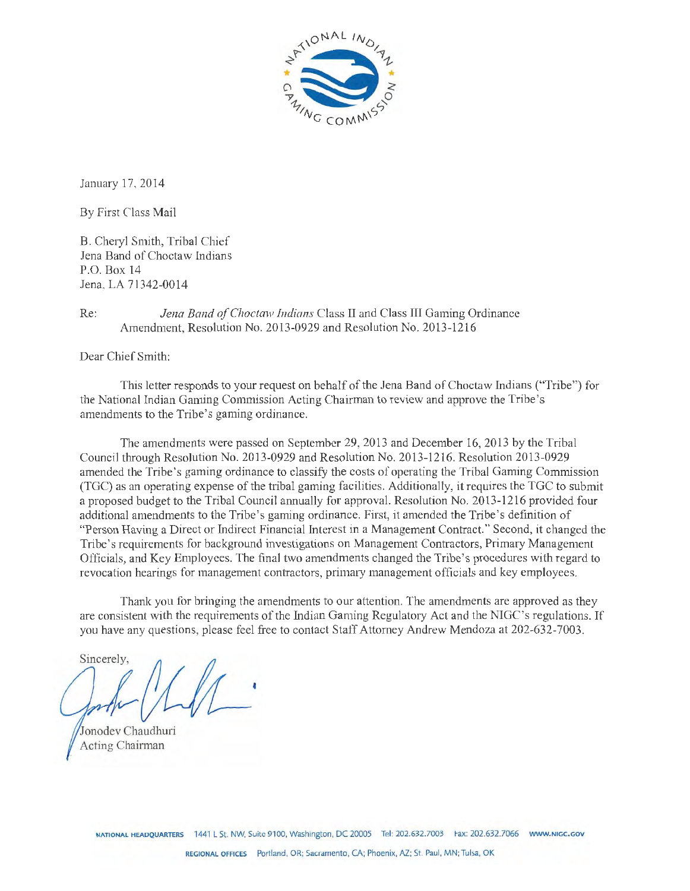January 17, 2014

By First Class Mail

B. Cheryl Smith, Tribal Chief
Jena Band of Choctaw Indians
P.O. Box 14
Jena, LA 71342-0014

Re: *Jena Band of Choctaw Indians* Class II and Class III Gaming Ordinance Amendment, Resolution No. 2013-0929 and Resolution No. 2013-1216

Dear Chief Smith:

This letter responds to your request on behalf of the Jena Band of Choctaw Indians ("Tribe") for the National Indian Gaming Commission Acting Chairman to review and approve the Tribe's amendments to the Tribe's gaming ordinance.

The amendments were passed on September 29, 2013 and December 16, 2013 by the Tribal Council through Resolution No. 2013-0929 and Resolution No. 2013-1216. Resolution 2013-0929 amended the Tribe's gaming ordinance to classify the costs of operating the Tribal Gaming Commission (TGC) as an operating expense of the tribal gaming facilities. Additionally, it requires the TGC to submit a proposed budget to the Tribal Council annually for approval. Resolution No. 2013-1216 provided four additional amendments to the Tribe's gaming ordinance. First, it amended the Tribe's definition of "Person Having a Direct or Indirect Financial Interest in a Management Contract." Second, it changed the Tribe's requirements for background investigations on Management Contractors, Primary Management Officials, and Key Employees. The final two amendments changed the Tribe's procedures with regard to revocation hearings for management contractors, primary management officials and key employees.

Thank you for bringing the amendments to our attention. The amendments are approved as they are consistent with the requirements of the Indian Gaming Regulatory Act and the NIGC's regulations. If you have any questions, please feel free to contact Staff Attorney Andrew Mendoza at 202-632-7003.

Sincerely,

Jonodev Chaudhuri
Acting Chairman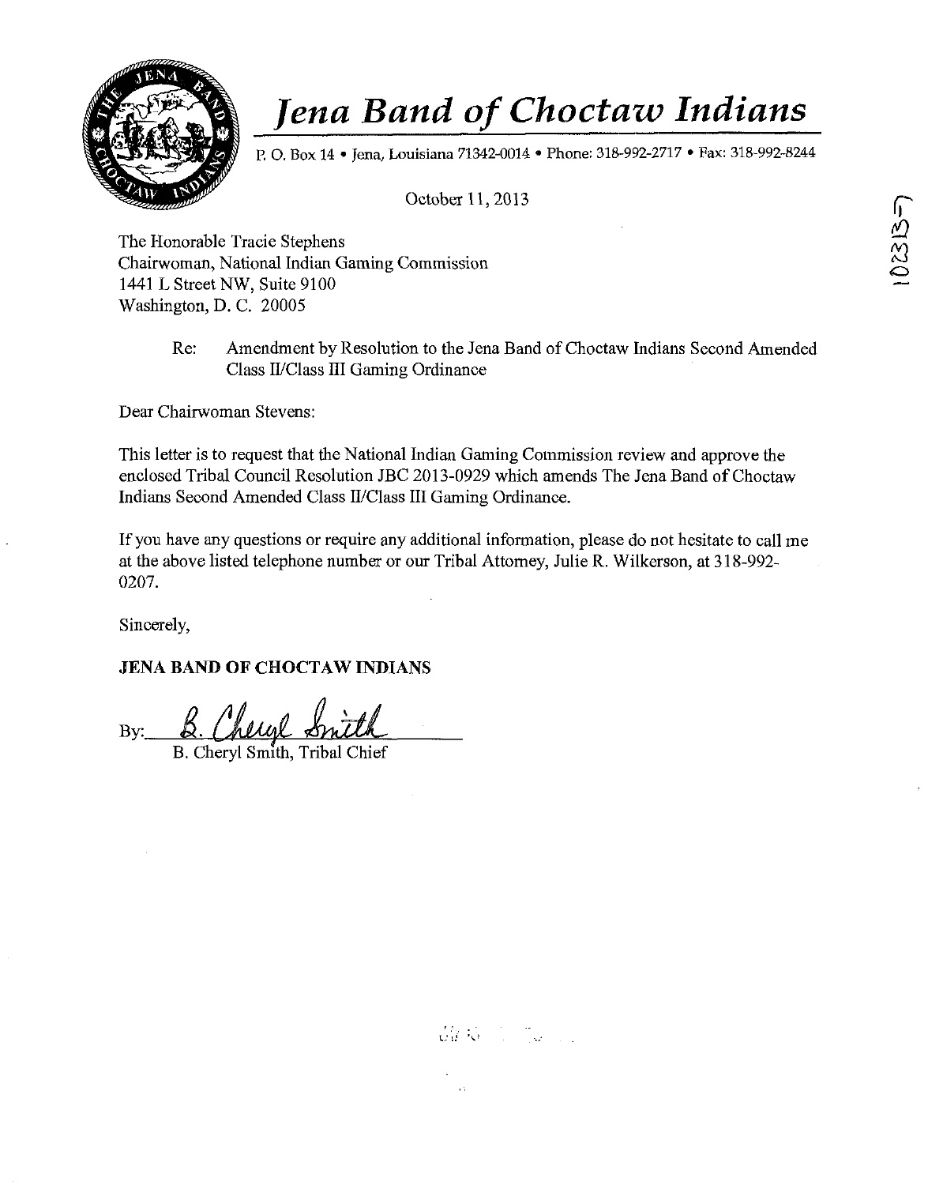# *Jena Band of Choctaw Indians*

P. O. Box 14 • Jena, Louisiana 71342-0014 • Phone: 318-992-2717 • Fax: 318-992-8244

October 11, 2013

The Honorable Tracie Stephens
Chairwoman, National Indian Gaming Commission
1441 L Street NW, Suite 9100
Washington, D. C. 20005

Re: Amendment by Resolution to the Jena Band of Choctaw Indians Second Amended Class II/Class III Gaming Ordinance

Dear Chairwoman Stevens:

This letter is to request that the National Indian Gaming Commission review and approve the enclosed Tribal Council Resolution JBC 2013-0929 which amends The Jena Band of Choctaw Indians Second Amended Class II/Class III Gaming Ordinance.

If you have any questions or require any additional information, please do not hesitate to call me at the above listed telephone number or our Tribal Attorney, Julie R. Wilkerson, at 318-992-0207.

Sincerely,

**JENA BAND OF CHOCTAW INDIANS**

By: *B. Cheryl Smith*
B. Cheryl Smith, Tribal Chief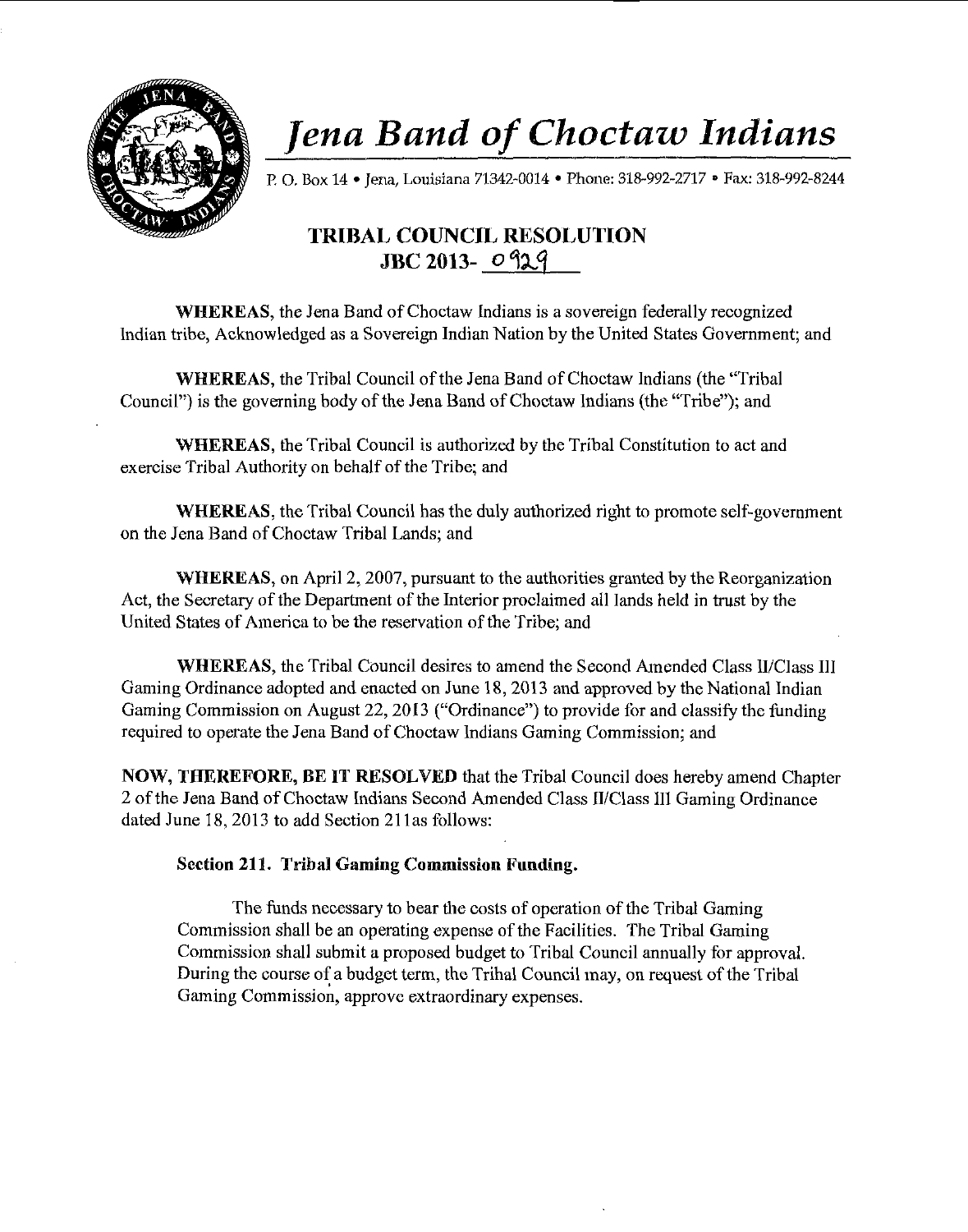# *Jena Band of Choctaw Indians*

P. O. Box 14 • Jena, Louisiana 71342-0014 • Phone: 318-992-2717 • Fax: 318-992-8244

## TRIBAL COUNCIL RESOLUTION
## JBC 2013- 0929

**WHEREAS**, the Jena Band of Choctaw Indians is a sovereign federally recognized Indian tribe, Acknowledged as a Sovereign Indian Nation by the United States Government; and

**WHEREAS**, the Tribal Council of the Jena Band of Choctaw Indians (the "Tribal Council") is the governing body of the Jena Band of Choctaw Indians (the "Tribe"); and

**WHEREAS**, the Tribal Council is authorized by the Tribal Constitution to act and exercise Tribal Authority on behalf of the Tribe; and

**WHEREAS**, the Tribal Council has the duly authorized right to promote self-government on the Jena Band of Choctaw Tribal Lands; and

**WHEREAS**, on April 2, 2007, pursuant to the authorities granted by the Reorganization Act, the Secretary of the Department of the Interior proclaimed all lands held in trust by the United States of America to be the reservation of the Tribe; and

**WHEREAS**, the Tribal Council desires to amend the Second Amended Class II/Class III Gaming Ordinance adopted and enacted on June 18, 2013 and approved by the National Indian Gaming Commission on August 22, 2013 ("Ordinance") to provide for and classify the funding required to operate the Jena Band of Choctaw Indians Gaming Commission; and

**NOW, THEREFORE, BE IT RESOLVED** that the Tribal Council does hereby amend Chapter 2 of the Jena Band of Choctaw Indians Second Amended Class II/Class III Gaming Ordinance dated June 18, 2013 to add Section 211as follows:

**Section 211. Tribal Gaming Commission Funding.**

The funds necessary to bear the costs of operation of the Tribal Gaming Commission shall be an operating expense of the Facilities. The Tribal Gaming Commission shall submit a proposed budget to Tribal Council annually for approval. During the course of a budget term, the Tribal Council may, on request of the Tribal Gaming Commission, approve extraordinary expenses.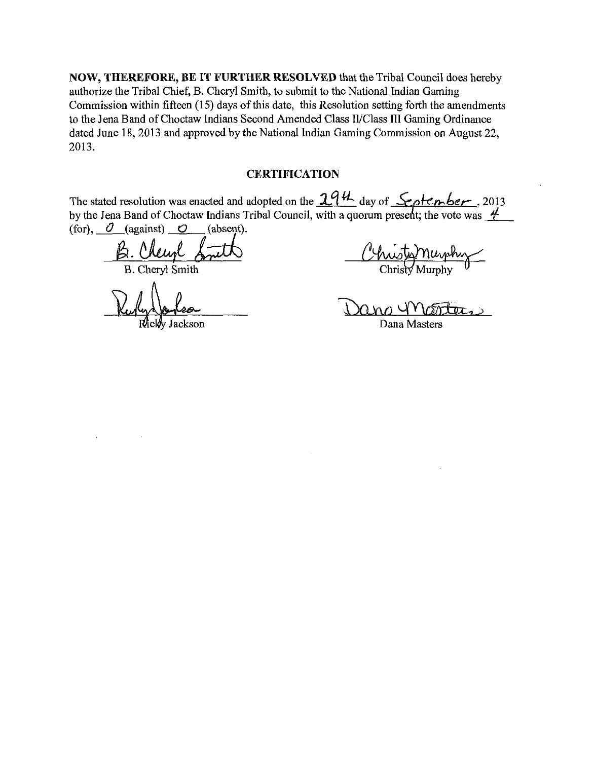**NOW, THEREFORE, BE IT FURTHER RESOLVED** that the Tribal Council does hereby authorize the Tribal Chief, B. Cheryl Smith, to submit to the National Indian Gaming Commission within fifteen (15) days of this date, this Resolution setting forth the amendments to the Jena Band of Choctaw Indians Second Amended Class II/Class III Gaming Ordinance dated June 18, 2013 and approved by the National Indian Gaming Commission on August 22, 2013.

## CERTIFICATION

The stated resolution was enacted and adopted on the 29th day of September, 2013 by the Jena Band of Choctaw Indians Tribal Council, with a quorum present; the vote was 4 (for), 0 (against) 0 (absent).

B. Cheryl Smith

Christy Murphy

Ricky Jackson

Dana Masters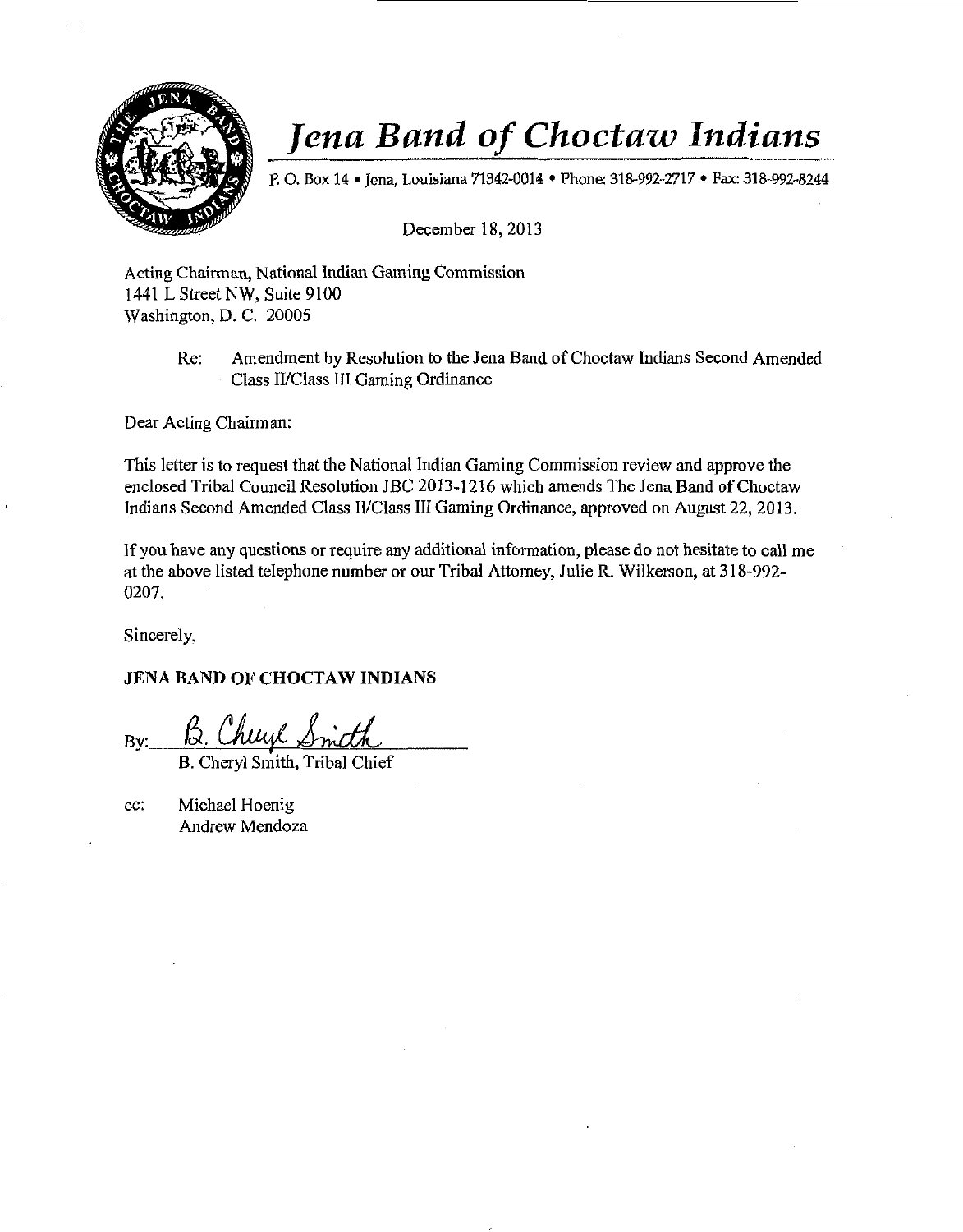# *Jena Band of Choctaw Indians*

P. O. Box 14 • Jena, Louisiana 71342-0014 • Phone: 318-992-2717 • Fax: 318-992-8244

December 18, 2013

Acting Chairman, National Indian Gaming Commission
1441 L Street NW, Suite 9100
Washington, D. C. 20005

Re: Amendment by Resolution to the Jena Band of Choctaw Indians Second Amended Class II/Class III Gaming Ordinance

Dear Acting Chairman:

This letter is to request that the National Indian Gaming Commission review and approve the enclosed Tribal Council Resolution JBC 2013-1216 which amends The Jena Band of Choctaw Indians Second Amended Class II/Class III Gaming Ordinance, approved on August 22, 2013.

If you have any questions or require any additional information, please do not hesitate to call me at the above listed telephone number or our Tribal Attorney, Julie R. Wilkerson, at 318-992-0207.

Sincerely,

**JENA BAND OF CHOCTAW INDIANS**

By: *B. Cheryl Smith*
B. Cheryl Smith, Tribal Chief

cc: Michael Hoenig
Andrew Mendoza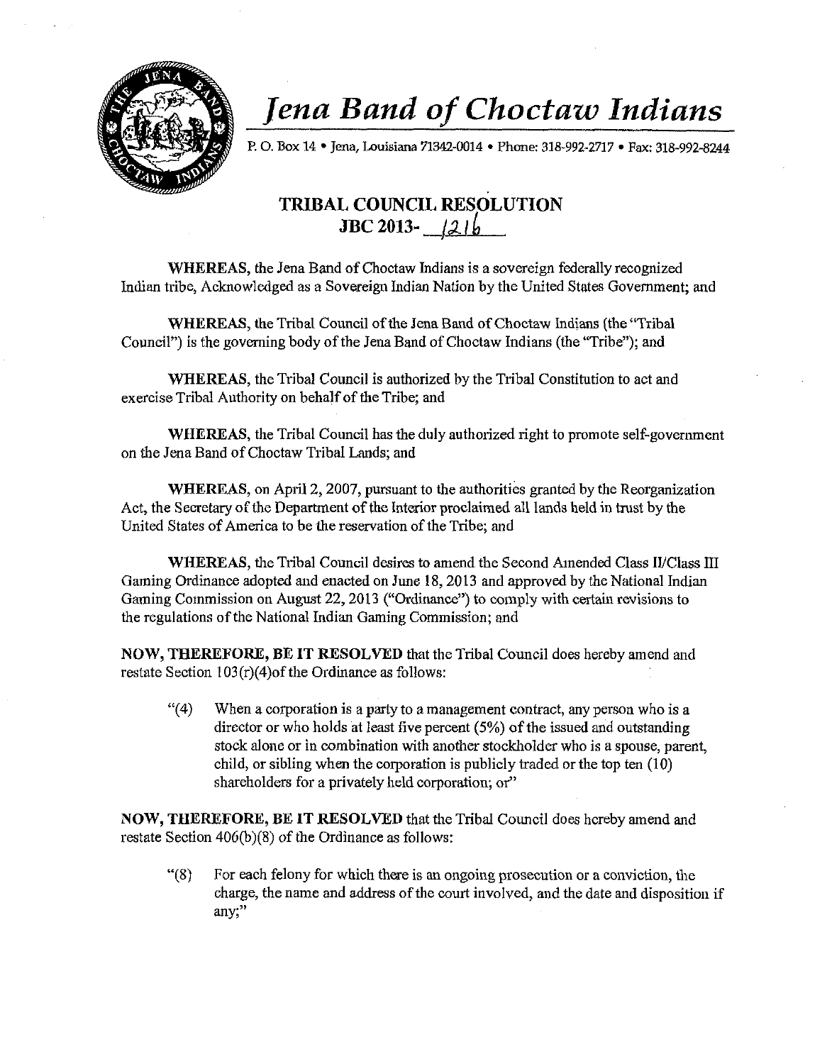# *Jena Band of Choctaw Indians*

P. O. Box 14 • Jena, Louisiana 71342-0014 • Phone: 318-992-2717 • Fax: 318-992-8244

## TRIBAL COUNCIL RESOLUTION
## JBC 2013- 1216

**WHEREAS**, the Jena Band of Choctaw Indians is a sovereign federally recognized Indian tribe, Acknowledged as a Sovereign Indian Nation by the United States Government; and

**WHEREAS**, the Tribal Council of the Jena Band of Choctaw Indians (the "Tribal Council") is the governing body of the Jena Band of Choctaw Indians (the "Tribe"); and

**WHEREAS**, the Tribal Council is authorized by the Tribal Constitution to act and exercise Tribal Authority on behalf of the Tribe; and

**WHEREAS**, the Tribal Council has the duly authorized right to promote self-government on the Jena Band of Choctaw Tribal Lands; and

**WHEREAS**, on April 2, 2007, pursuant to the authorities granted by the Reorganization Act, the Secretary of the Department of the Interior proclaimed all lands held in trust by the United States of America to be the reservation of the Tribe; and

**WHEREAS**, the Tribal Council desires to amend the Second Amended Class II/Class III Gaming Ordinance adopted and enacted on June 18, 2013 and approved by the National Indian Gaming Commission on August 22, 2013 ("Ordinance") to comply with certain revisions to the regulations of the National Indian Gaming Commission; and

**NOW, THEREFORE, BE IT RESOLVED** that the Tribal Council does hereby amend and restate Section 103(r)(4)of the Ordinance as follows:

> "(4) When a corporation is a party to a management contract, any person who is a director or who holds at least five percent (5%) of the issued and outstanding stock alone or in combination with another stockholder who is a spouse, parent, child, or sibling when the corporation is publicly traded or the top ten (10) shareholders for a privately held corporation; or"

**NOW, THEREFORE, BE IT RESOLVED** that the Tribal Council does hereby amend and restate Section 406(b)(8) of the Ordinance as follows:

> "(8) For each felony for which there is an ongoing prosecution or a conviction, the charge, the name and address of the court involved, and the date and disposition if any;"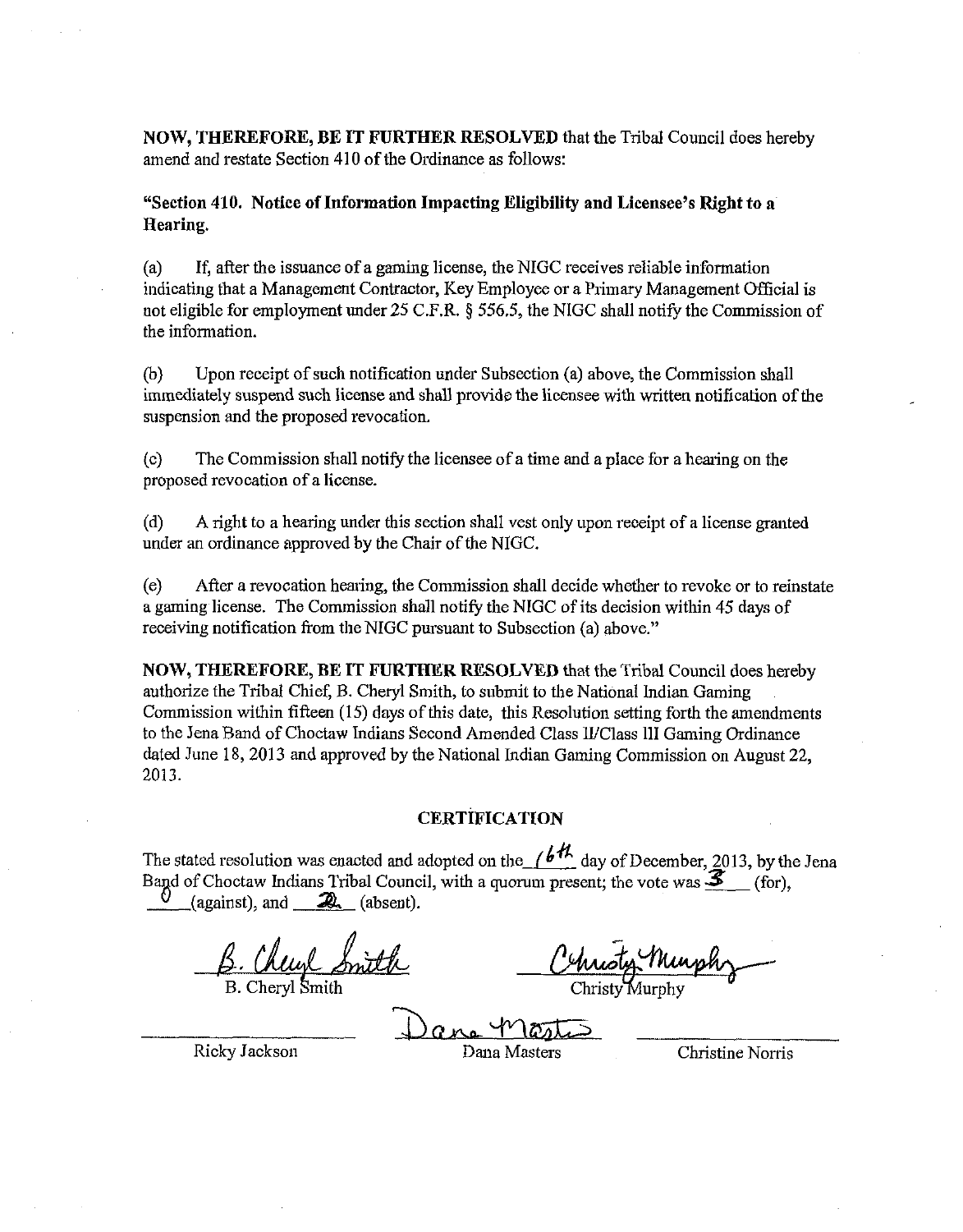**NOW, THEREFORE, BE IT FURTHER RESOLVED** that the Tribal Council does hereby amend and restate Section 410 of the Ordinance as follows:

**"Section 410. Notice of Information Impacting Eligibility and Licensee's Right to a Hearing.**

(a) If, after the issuance of a gaming license, the NIGC receives reliable information indicating that a Management Contractor, Key Employee or a Primary Management Official is not eligible for employment under 25 C.F.R. § 556.5, the NIGC shall notify the Commission of the information.

(b) Upon receipt of such notification under Subsection (a) above, the Commission shall immediately suspend such license and shall provide the licensee with written notification of the suspension and the proposed revocation.

(c) The Commission shall notify the licensee of a time and a place for a hearing on the proposed revocation of a license.

(d) A right to a hearing under this section shall vest only upon receipt of a license granted under an ordinance approved by the Chair of the NIGC.

(e) After a revocation hearing, the Commission shall decide whether to revoke or to reinstate a gaming license. The Commission shall notify the NIGC of its decision within 45 days of receiving notification from the NIGC pursuant to Subsection (a) above."

**NOW, THEREFORE, BE IT FURTHER RESOLVED** that the Tribal Council does hereby authorize the Tribal Chief, B. Cheryl Smith, to submit to the National Indian Gaming Commission within fifteen (15) days of this date, this Resolution setting forth the amendments to the Jena Band of Choctaw Indians Second Amended Class II/Class III Gaming Ordinance dated June 18, 2013 and approved by the National Indian Gaming Commission on August 22, 2013.

## CERTIFICATION

The stated resolution was enacted and adopted on the 16th day of December, 2013, by the Jena Band of Choctaw Indians Tribal Council, with a quorum present; the vote was 3 (for), 0 (against), and 2 (absent).

B. Cheryl Smith — Christy Murphy

Ricky Jackson — Dana Masters — Christine Norris